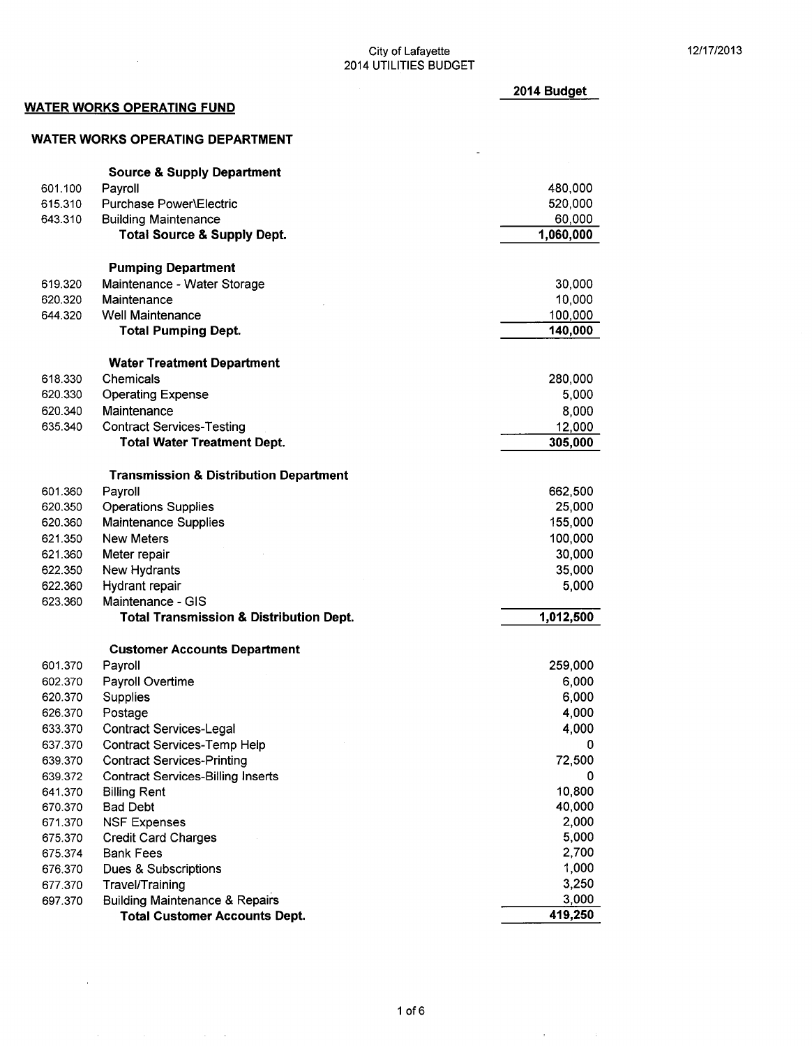City of Lafayette
2014 UTILITIES BUDGET

12/17/2013

## WATER WORKS OPERATING FUND

### WATER WORKS OPERATING DEPARTMENT

| | | 2014 Budget |
|---|---|---|
| | **Source & Supply Department** | |
| 601.100 | Payroll | 480,000 |
| 615.310 | Purchase Power\Electric | 520,000 |
| 643.310 | Building Maintenance | 60,000 |
| | **Total Source & Supply Dept.** | **1,060,000** |
| | **Pumping Department** | |
| 619.320 | Maintenance - Water Storage | 30,000 |
| 620.320 | Maintenance | 10,000 |
| 644.320 | Well Maintenance | 100,000 |
| | **Total Pumping Dept.** | **140,000** |
| | **Water Treatment Department** | |
| 618.330 | Chemicals | 280,000 |
| 620.330 | Operating Expense | 5,000 |
| 620.340 | Maintenance | 8,000 |
| 635.340 | Contract Services-Testing | 12,000 |
| | **Total Water Treatment Dept.** | **305,000** |
| | **Transmission & Distribution Department** | |
| 601.360 | Payroll | 662,500 |
| 620.350 | Operations Supplies | 25,000 |
| 620.360 | Maintenance Supplies | 155,000 |
| 621.350 | New Meters | 100,000 |
| 621.360 | Meter repair | 30,000 |
| 622.350 | New Hydrants | 35,000 |
| 622.360 | Hydrant repair | 5,000 |
| 623.360 | Maintenance - GIS | |
| | **Total Transmission & Distribution Dept.** | **1,012,500** |
| | **Customer Accounts Department** | |
| 601.370 | Payroll | 259,000 |
| 602.370 | Payroll Overtime | 6,000 |
| 620.370 | Supplies | 6,000 |
| 626.370 | Postage | 4,000 |
| 633.370 | Contract Services-Legal | 4,000 |
| 637.370 | Contract Services-Temp Help | 0 |
| 639.370 | Contract Services-Printing | 72,500 |
| 639.372 | Contract Services-Billing Inserts | 0 |
| 641.370 | Billing Rent | 10,800 |
| 670.370 | Bad Debt | 40,000 |
| 671.370 | NSF Expenses | 2,000 |
| 675.370 | Credit Card Charges | 5,000 |
| 675.374 | Bank Fees | 2,700 |
| 676.370 | Dues & Subscriptions | 1,000 |
| 677.370 | Travel/Training | 3,250 |
| 697.370 | Building Maintenance & Repairs | 3,000 |
| | **Total Customer Accounts Dept.** | **419,250** |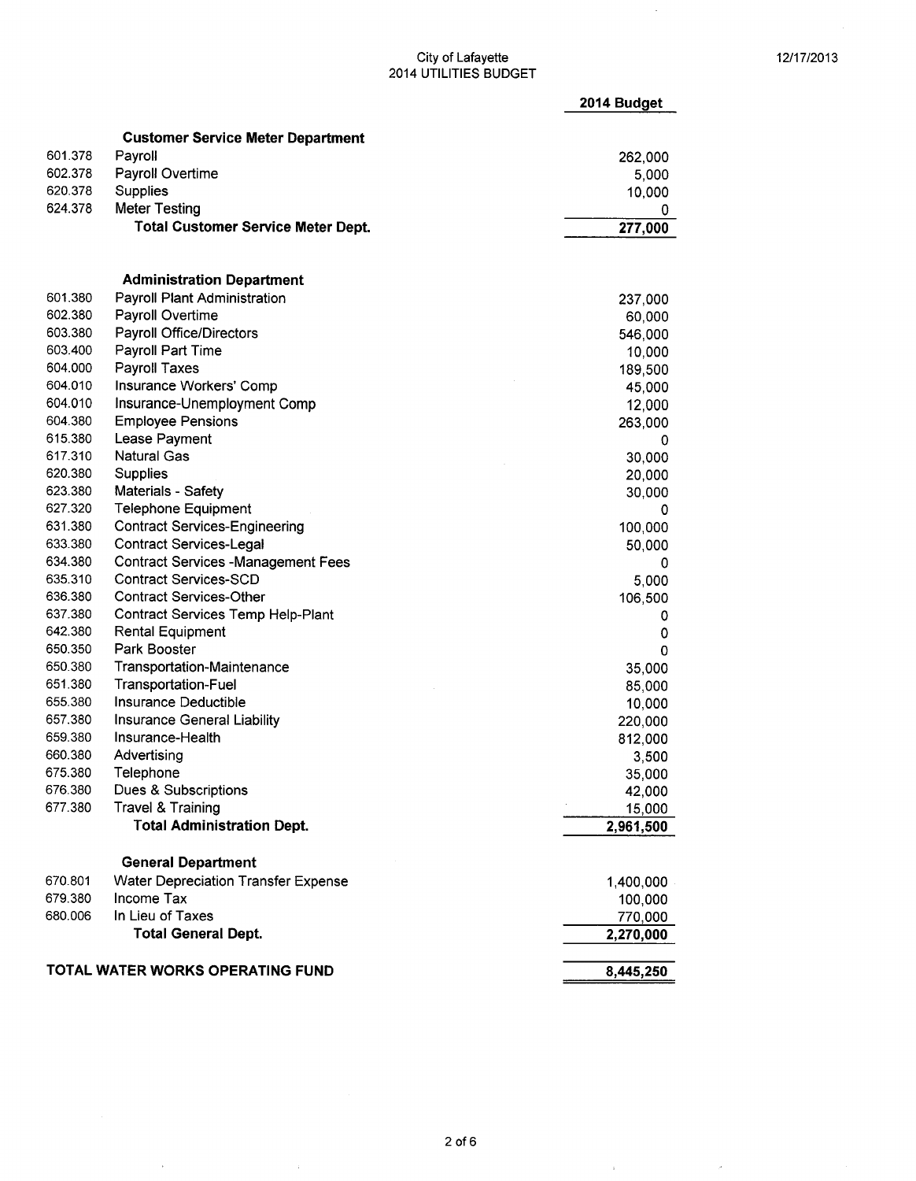City of Lafayette
2014 UTILITIES BUDGET

12/17/2013

| | | 2014 Budget |
|---|---|---|
| | **Customer Service Meter Department** | |
| 601.378 | Payroll | 262,000 |
| 602.378 | Payroll Overtime | 5,000 |
| 620.378 | Supplies | 10,000 |
| 624.378 | Meter Testing | 0 |
| | **Total Customer Service Meter Dept.** | **277,000** |
| | | |
| | **Administration Department** | |
| 601.380 | Payroll Plant Administration | 237,000 |
| 602.380 | Payroll Overtime | 60,000 |
| 603.380 | Payroll Office/Directors | 546,000 |
| 603.400 | Payroll Part Time | 10,000 |
| 604.000 | Payroll Taxes | 189,500 |
| 604.010 | Insurance Workers' Comp | 45,000 |
| 604.010 | Insurance-Unemployment Comp | 12,000 |
| 604.380 | Employee Pensions | 263,000 |
| 615.380 | Lease Payment | 0 |
| 617.310 | Natural Gas | 30,000 |
| 620.380 | Supplies | 20,000 |
| 623.380 | Materials - Safety | 30,000 |
| 627.320 | Telephone Equipment | 0 |
| 631.380 | Contract Services-Engineering | 100,000 |
| 633.380 | Contract Services-Legal | 50,000 |
| 634.380 | Contract Services -Management Fees | 0 |
| 635.310 | Contract Services-SCD | 5,000 |
| 636.380 | Contract Services-Other | 106,500 |
| 637.380 | Contract Services Temp Help-Plant | 0 |
| 642.380 | Rental Equipment | 0 |
| 650.350 | Park Booster | 0 |
| 650.380 | Transportation-Maintenance | 35,000 |
| 651.380 | Transportation-Fuel | 85,000 |
| 655.380 | Insurance Deductible | 10,000 |
| 657.380 | Insurance General Liability | 220,000 |
| 659.380 | Insurance-Health | 812,000 |
| 660.380 | Advertising | 3,500 |
| 675.380 | Telephone | 35,000 |
| 676.380 | Dues & Subscriptions | 42,000 |
| 677.380 | Travel & Training | 15,000 |
| | **Total Administration Dept.** | **2,961,500** |
| | | |
| | **General Department** | |
| 670.801 | Water Depreciation Transfer Expense | 1,400,000 |
| 679.380 | Income Tax | 100,000 |
| 680.006 | In Lieu of Taxes | 770,000 |
| | **Total General Dept.** | **2,270,000** |
| | | |
| **TOTAL WATER WORKS OPERATING FUND** | | **8,445,250** |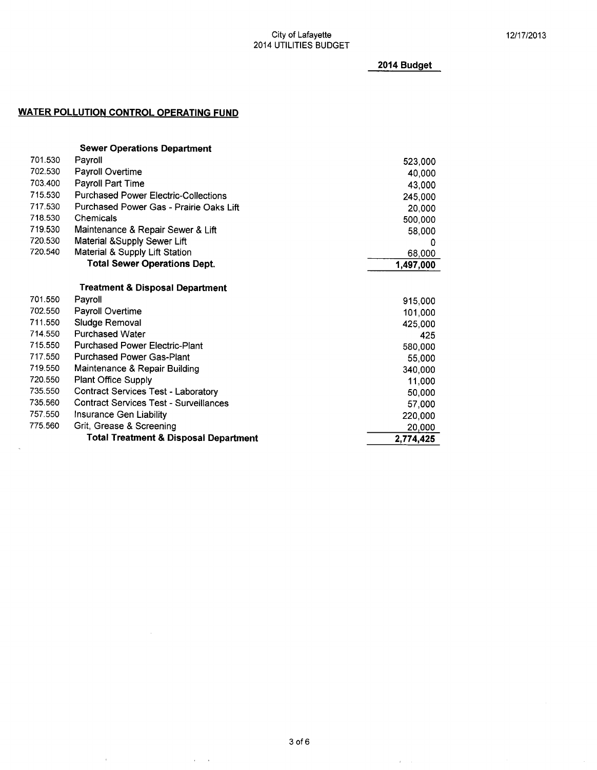City of Lafayette
2014 UTILITIES BUDGET

12/17/2013

## WATER POLLUTION CONTROL OPERATING FUND

| | | 2014 Budget |
|---|---|---|
| | **Sewer Operations Department** | |
| 701.530 | Payroll | 523,000 |
| 702.530 | Payroll Overtime | 40,000 |
| 703.400 | Payroll Part Time | 43,000 |
| 715.530 | Purchased Power Electric-Collections | 245,000 |
| 717.530 | Purchased Power Gas - Prairie Oaks Lift | 20,000 |
| 718.530 | Chemicals | 500,000 |
| 719.530 | Maintenance & Repair Sewer & Lift | 58,000 |
| 720.530 | Material &Supply Sewer Lift | 0 |
| 720.540 | Material & Supply Lift Station | 68,000 |
| | **Total Sewer Operations Dept.** | **1,497,000** |
| | **Treatment & Disposal Department** | |
| 701.550 | Payroll | 915,000 |
| 702.550 | Payroll Overtime | 101,000 |
| 711.550 | Sludge Removal | 425,000 |
| 714.550 | Purchased Water | 425 |
| 715.550 | Purchased Power Electric-Plant | 580,000 |
| 717.550 | Purchased Power Gas-Plant | 55,000 |
| 719.550 | Maintenance & Repair Building | 340,000 |
| 720.550 | Plant Office Supply | 11,000 |
| 735.550 | Contract Services Test - Laboratory | 50,000 |
| 735.560 | Contract Services Test - Surveillances | 57,000 |
| 757.550 | Insurance Gen Liability | 220,000 |
| 775.560 | Grit, Grease & Screening | 20,000 |
| | **Total Treatment & Disposal Department** | **2,774,425** |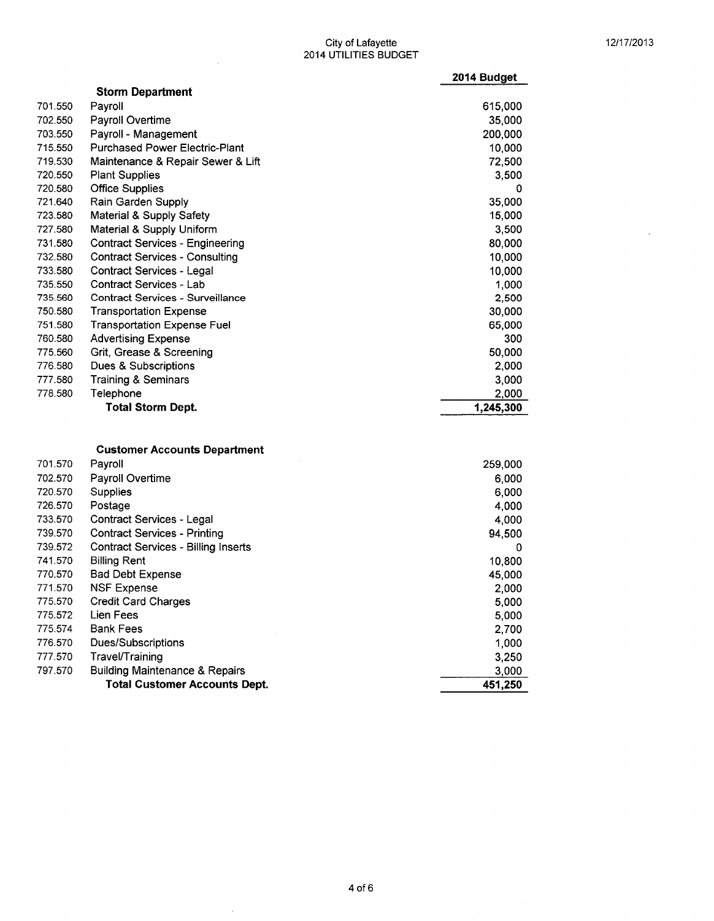City of Lafayette
2014 UTILITIES BUDGET

12/17/2013

| | | 2014 Budget |
|---|---|---|
| | **Storm Department** | |
| 701.550 | Payroll | 615,000 |
| 702.550 | Payroll Overtime | 35,000 |
| 703.550 | Payroll - Management | 200,000 |
| 715.550 | Purchased Power Electric-Plant | 10,000 |
| 719.530 | Maintenance & Repair Sewer & Lift | 72,500 |
| 720.550 | Plant Supplies | 3,500 |
| 720.580 | Office Supplies | 0 |
| 721.640 | Rain Garden Supply | 35,000 |
| 723.580 | Material & Supply Safety | 15,000 |
| 727.580 | Material & Supply Uniform | 3,500 |
| 731.580 | Contract Services - Engineering | 80,000 |
| 732.580 | Contract Services - Consulting | 10,000 |
| 733.580 | Contract Services - Legal | 10,000 |
| 735.550 | Contract Services - Lab | 1,000 |
| 735.560 | Contract Services - Surveillance | 2,500 |
| 750.580 | Transportation Expense | 30,000 |
| 751.580 | Transportation Expense Fuel | 65,000 |
| 760.580 | Advertising Expense | 300 |
| 775.560 | Grit, Grease & Screening | 50,000 |
| 776.580 | Dues & Subscriptions | 2,000 |
| 777.580 | Training & Seminars | 3,000 |
| 778.580 | Telephone | 2,000 |
| | **Total Storm Dept.** | **1,245,300** |

| | | |
|---|---|---|
| | **Customer Accounts Department** | |
| 701.570 | Payroll | 259,000 |
| 702.570 | Payroll Overtime | 6,000 |
| 720.570 | Supplies | 6,000 |
| 726.570 | Postage | 4,000 |
| 733.570 | Contract Services - Legal | 4,000 |
| 739.570 | Contract Services - Printing | 94,500 |
| 739.572 | Contract Services - Billing Inserts | 0 |
| 741.570 | Billing Rent | 10,800 |
| 770.570 | Bad Debt Expense | 45,000 |
| 771.570 | NSF Expense | 2,000 |
| 775.570 | Credit Card Charges | 5,000 |
| 775.572 | Lien Fees | 5,000 |
| 775.574 | Bank Fees | 2,700 |
| 776.570 | Dues/Subscriptions | 1,000 |
| 777.570 | Travel/Training | 3,250 |
| 797.570 | Building Maintenance & Repairs | 3,000 |
| | **Total Customer Accounts Dept.** | **451,250** |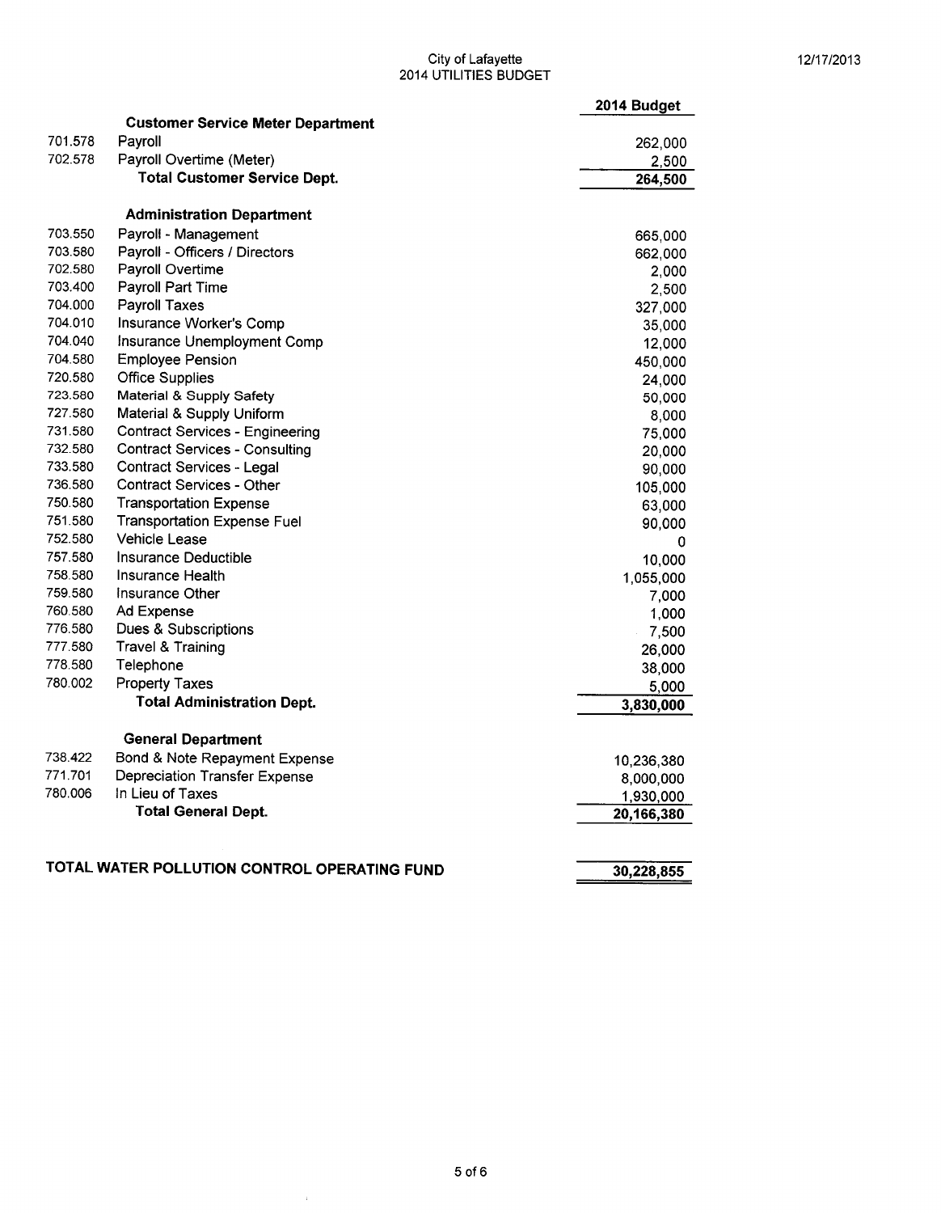City of Lafayette
2014 UTILITIES BUDGET

12/17/2013

| | | 2014 Budget |
|---|---|---|
| | **Customer Service Meter Department** | |
| 701.578 | Payroll | 262,000 |
| 702.578 | Payroll Overtime (Meter) | 2,500 |
| | **Total Customer Service Dept.** | **264,500** |
| | | |
| | **Administration Department** | |
| 703.550 | Payroll - Management | 665,000 |
| 703.580 | Payroll - Officers / Directors | 662,000 |
| 702.580 | Payroll Overtime | 2,000 |
| 703.400 | Payroll Part Time | 2,500 |
| 704.000 | Payroll Taxes | 327,000 |
| 704.010 | Insurance Worker's Comp | 35,000 |
| 704.040 | Insurance Unemployment Comp | 12,000 |
| 704.580 | Employee Pension | 450,000 |
| 720.580 | Office Supplies | 24,000 |
| 723.580 | Material & Supply Safety | 50,000 |
| 727.580 | Material & Supply Uniform | 8,000 |
| 731.580 | Contract Services - Engineering | 75,000 |
| 732.580 | Contract Services - Consulting | 20,000 |
| 733.580 | Contract Services - Legal | 90,000 |
| 736.580 | Contract Services - Other | 105,000 |
| 750.580 | Transportation Expense | 63,000 |
| 751.580 | Transportation Expense Fuel | 90,000 |
| 752.580 | Vehicle Lease | 0 |
| 757.580 | Insurance Deductible | 10,000 |
| 758.580 | Insurance Health | 1,055,000 |
| 759.580 | Insurance Other | 7,000 |
| 760.580 | Ad Expense | 1,000 |
| 776.580 | Dues & Subscriptions | 7,500 |
| 777.580 | Travel & Training | 26,000 |
| 778.580 | Telephone | 38,000 |
| 780.002 | Property Taxes | 5,000 |
| | **Total Administration Dept.** | **3,830,000** |
| | | |
| | **General Department** | |
| 738.422 | Bond & Note Repayment Expense | 10,236,380 |
| 771.701 | Depreciation Transfer Expense | 8,000,000 |
| 780.006 | In Lieu of Taxes | 1,930,000 |
| | **Total General Dept.** | **20,166,380** |
| | | |
| | **TOTAL WATER POLLUTION CONTROL OPERATING FUND** | **30,228,855** |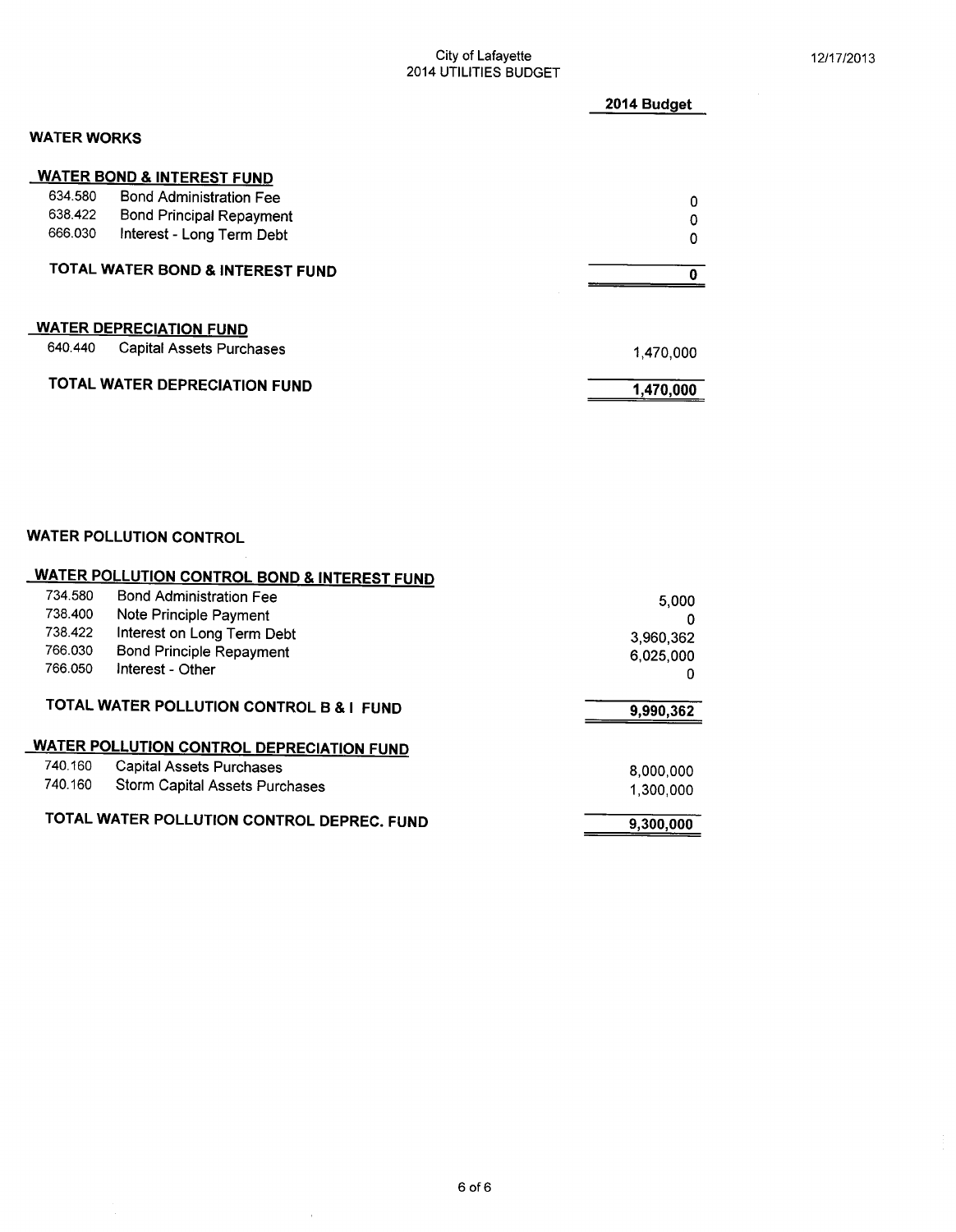City of Lafayette
2014 UTILITIES BUDGET

12/17/2013

| | | 2014 Budget |
|---|---|---|
| **WATER WORKS** | | |
| **WATER BOND & INTEREST FUND** | | |
| 634.580 | Bond Administration Fee | 0 |
| 638.422 | Bond Principal Repayment | 0 |
| 666.030 | Interest - Long Term Debt | 0 |
| **TOTAL WATER BOND & INTEREST FUND** | | **0** |
| **WATER DEPRECIATION FUND** | | |
| 640.440 | Capital Assets Purchases | 1,470,000 |
| **TOTAL WATER DEPRECIATION FUND** | | **1,470,000** |

| | | 2014 Budget |
|---|---|---|
| **WATER POLLUTION CONTROL** | | |
| **WATER POLLUTION CONTROL BOND & INTEREST FUND** | | |
| 734.580 | Bond Administration Fee | 5,000 |
| 738.400 | Note Principle Payment | 0 |
| 738.422 | Interest on Long Term Debt | 3,960,362 |
| 766.030 | Bond Principle Repayment | 6,025,000 |
| 766.050 | Interest - Other | 0 |
| **TOTAL WATER POLLUTION CONTROL B & I FUND** | | **9,990,362** |
| **WATER POLLUTION CONTROL DEPRECIATION FUND** | | |
| 740.160 | Capital Assets Purchases | 8,000,000 |
| 740.160 | Storm Capital Assets Purchases | 1,300,000 |
| **TOTAL WATER POLLUTION CONTROL DEPREC. FUND** | | **9,300,000** |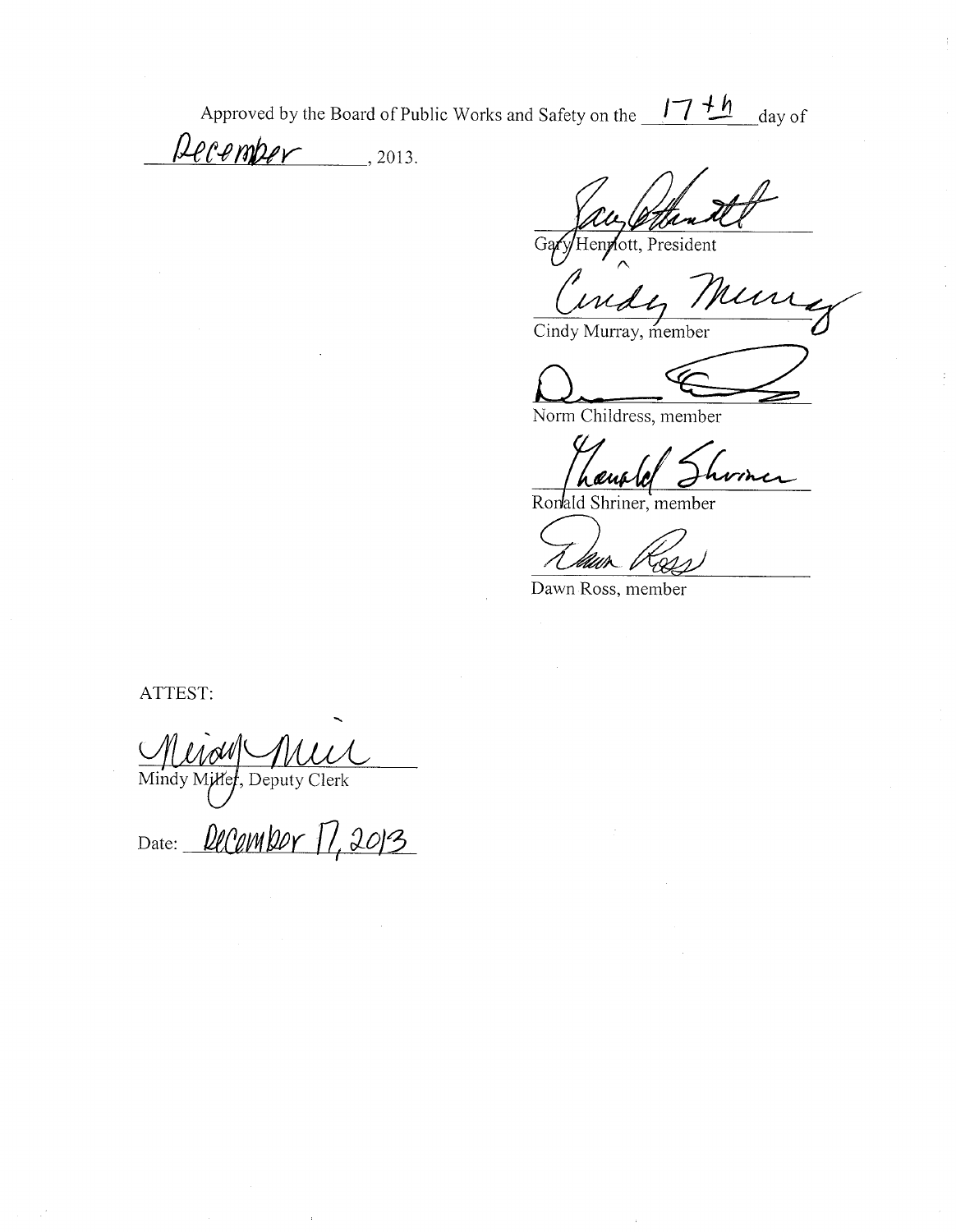Approved by the Board of Public Works and Safety on the 17th day of December, 2013.

Gary Henriott, President

Cindy Murray, member

Norm Childress, member

Ronald Shriner, member

Dawn Ross, member

ATTEST:

Mindy Miller, Deputy Clerk

Date: December 17, 2013